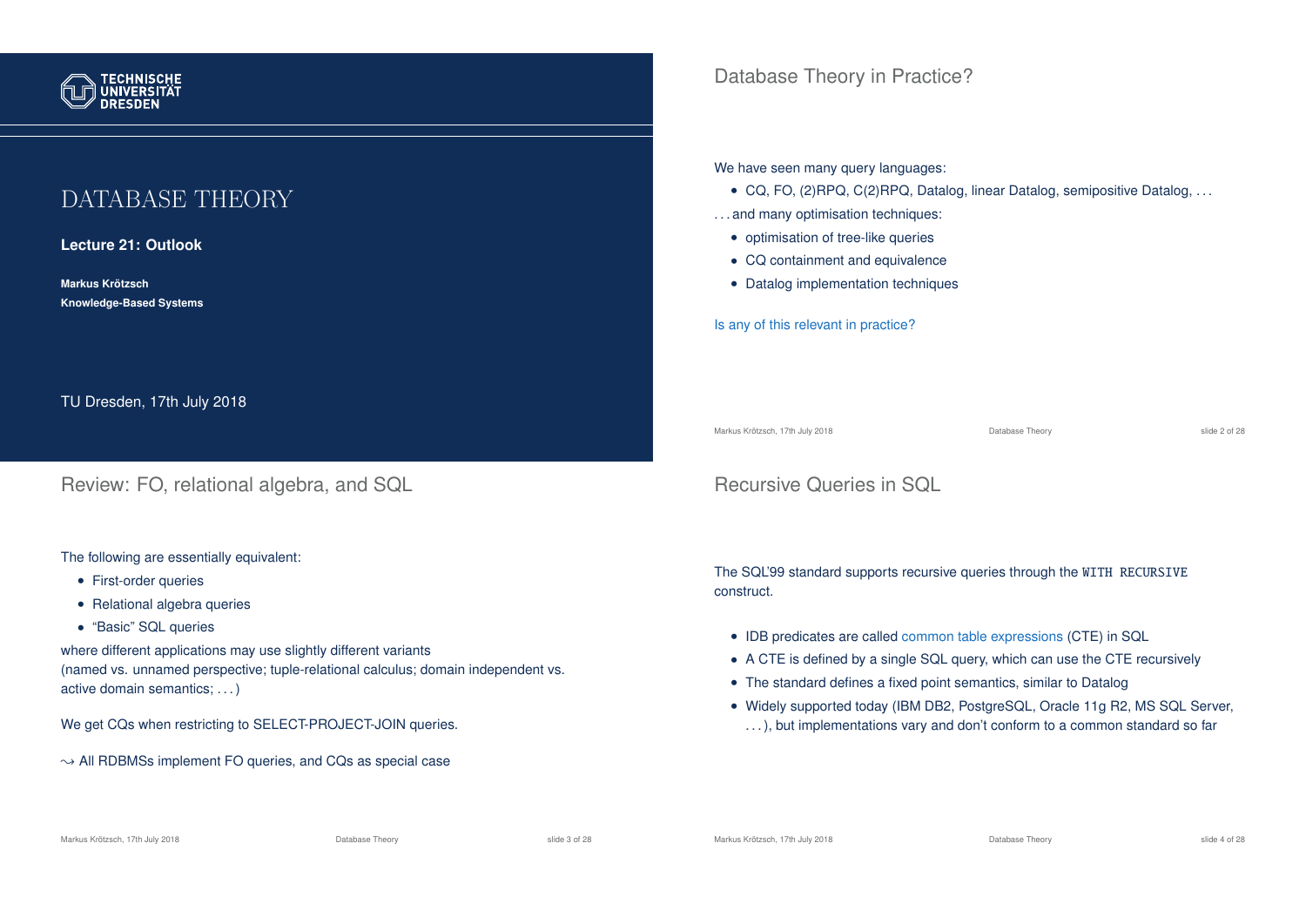# DATABASE THEORY

**Lecture 21: Outlook**

**Markus Krötzsch**
**Knowledge-Based Systems**

TU Dresden, 17th July 2018

## Database Theory in Practice?

We have seen many query languages:

- CQ, FO, (2)RPQ, C(2)RPQ, Datalog, linear Datalog, semipositive Datalog, ...

...and many optimisation techniques:

- optimisation of tree-like queries
- CQ containment and equivalence
- Datalog implementation techniques

Is any of this relevant in practice?

## Review: FO, relational algebra, and SQL

The following are essentially equivalent:

- First-order queries
- Relational algebra queries
- "Basic" SQL queries

where different applications may use slightly different variants
(named vs. unnamed perspective; tuple-relational calculus; domain independent vs. active domain semantics; ...)

We get CQs when restricting to SELECT-PROJECT-JOIN queries.

$\leadsto$ All RDBMSs implement FO queries, and CQs as special case

## Recursive Queries in SQL

The SQL'99 standard supports recursive queries through the `WITH RECURSIVE` construct.

- IDB predicates are called common table expressions (CTE) in SQL
- A CTE is defined by a single SQL query, which can use the CTE recursively
- The standard defines a fixed point semantics, similar to Datalog
- Widely supported today (IBM DB2, PostgreSQL, Oracle 11g R2, MS SQL Server, ...), but implementations vary and don't conform to a common standard so far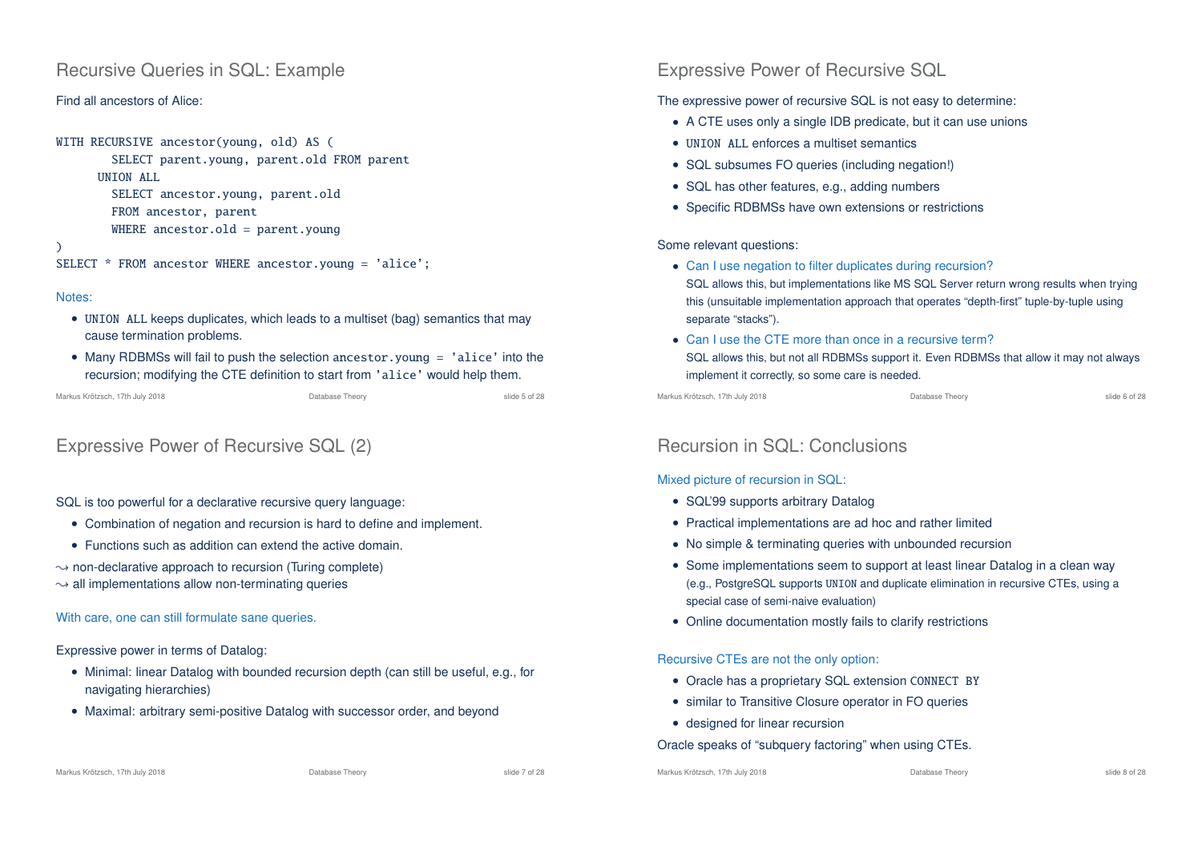## Recursive Queries in SQL: Example

Find all ancestors of Alice:

```
WITH RECURSIVE ancestor(young, old) AS (
        SELECT parent.young, parent.old FROM parent
      UNION ALL
        SELECT ancestor.young, parent.old
        FROM ancestor, parent
        WHERE ancestor.old = parent.young
)
SELECT * FROM ancestor WHERE ancestor.young = 'alice';
```

Notes:

- `UNION ALL` keeps duplicates, which leads to a multiset (bag) semantics that may cause termination problems.
- Many RDBMSs will fail to push the selection `ancestor.young = 'alice'` into the recursion; modifying the CTE definition to start from `'alice'` would help them.

## Expressive Power of Recursive SQL

The expressive power of recursive SQL is not easy to determine:

- A CTE uses only a single IDB predicate, but it can use unions
- `UNION ALL` enforces a multiset semantics
- SQL subsumes FO queries (including negation!)
- SQL has other features, e.g., adding numbers
- Specific RDBMSs have own extensions or restrictions

Some relevant questions:

- Can I use negation to filter duplicates during recursion?
  SQL allows this, but implementations like MS SQL Server return wrong results when trying this (unsuitable implementation approach that operates "depth-first" tuple-by-tuple using separate "stacks").
- Can I use the CTE more than once in a recursive term?
  SQL allows this, but not all RDBMSs support it. Even RDBMSs that allow it may not always implement it correctly, so some care is needed.

## Expressive Power of Recursive SQL (2)

SQL is too powerful for a declarative recursive query language:

- Combination of negation and recursion is hard to define and implement.
- Functions such as addition can extend the active domain.

$\leadsto$ non-declarative approach to recursion (Turing complete)
$\leadsto$ all implementations allow non-terminating queries

With care, one can still formulate sane queries.

Expressive power in terms of Datalog:

- Minimal: linear Datalog with bounded recursion depth (can still be useful, e.g., for navigating hierarchies)
- Maximal: arbitrary semi-positive Datalog with successor order, and beyond

## Recursion in SQL: Conclusions

Mixed picture of recursion in SQL:

- SQL'99 supports arbitrary Datalog
- Practical implementations are ad hoc and rather limited
- No simple & terminating queries with unbounded recursion
- Some implementations seem to support at least linear Datalog in a clean way (e.g., PostgreSQL supports `UNION` and duplicate elimination in recursive CTEs, using a special case of semi-naive evaluation)
- Online documentation mostly fails to clarify restrictions

Recursive CTEs are not the only option:

- Oracle has a proprietary SQL extension `CONNECT BY`
- similar to Transitive Closure operator in FO queries
- designed for linear recursion

Oracle speaks of "subquery factoring" when using CTEs.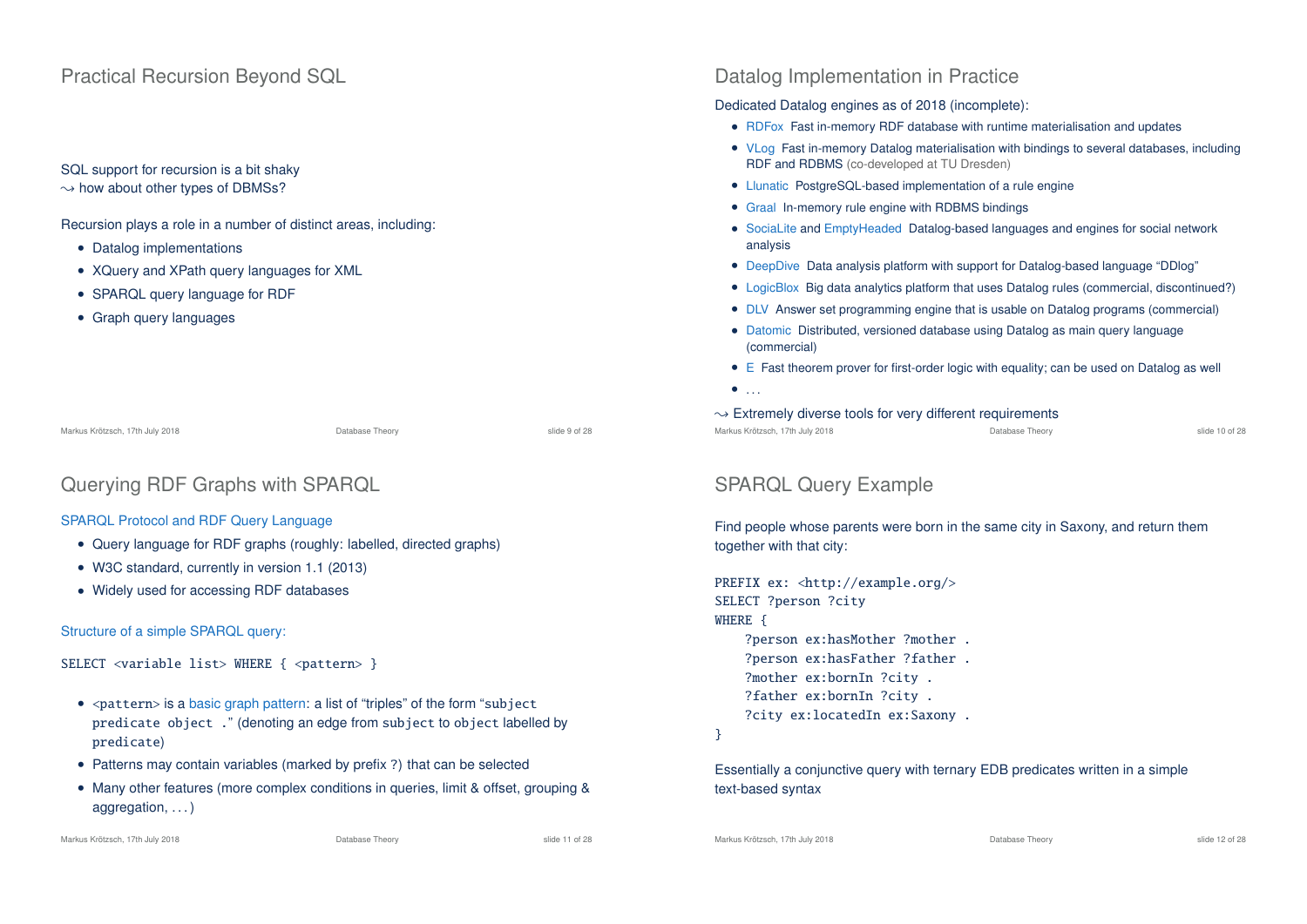## Practical Recursion Beyond SQL

SQL support for recursion is a bit shaky
⇝ how about other types of DBMSs?

Recursion plays a role in a number of distinct areas, including:

- Datalog implementations
- XQuery and XPath query languages for XML
- SPARQL query language for RDF
- Graph query languages

## Datalog Implementation in Practice

Dedicated Datalog engines as of 2018 (incomplete):

- RDFox  Fast in-memory RDF database with runtime materialisation and updates
- VLog  Fast in-memory Datalog materialisation with bindings to several databases, including RDF and RDBMS (co-developed at TU Dresden)
- Llunatic  PostgreSQL-based implementation of a rule engine
- Graal  In-memory rule engine with RDBMS bindings
- SociaLite and EmptyHeaded  Datalog-based languages and engines for social network analysis
- DeepDive  Data analysis platform with support for Datalog-based language “DDlog”
- LogicBlox  Big data analytics platform that uses Datalog rules (commercial, discontinued?)
- DLV  Answer set programming engine that is usable on Datalog programs (commercial)
- Datomic  Distributed, versioned database using Datalog as main query language (commercial)
- E  Fast theorem prover for first-order logic with equality; can be used on Datalog as well
- . . .

⇝ Extremely diverse tools for very different requirements

## Querying RDF Graphs with SPARQL

SPARQL Protocol and RDF Query Language

- Query language for RDF graphs (roughly: labelled, directed graphs)
- W3C standard, currently in version 1.1 (2013)
- Widely used for accessing RDF databases

Structure of a simple SPARQL query:

```
SELECT <variable list> WHERE { <pattern> }
```

- `<pattern>` is a basic graph pattern: a list of “triples” of the form “`subject predicate object .`” (denoting an edge from `subject` to `object` labelled by `predicate`)
- Patterns may contain variables (marked by prefix `?`) that can be selected
- Many other features (more complex conditions in queries, limit & offset, grouping & aggregation, . . . )

## SPARQL Query Example

Find people whose parents were born in the same city in Saxony, and return them together with that city:

```
PREFIX ex: <http://example.org/>
SELECT ?person ?city
WHERE {
    ?person ex:hasMother ?mother .
    ?person ex:hasFather ?father .
    ?mother ex:bornIn ?city .
    ?father ex:bornIn ?city .
    ?city ex:locatedIn ex:Saxony .
}
```

Essentially a conjunctive query with ternary EDB predicates written in a simple text-based syntax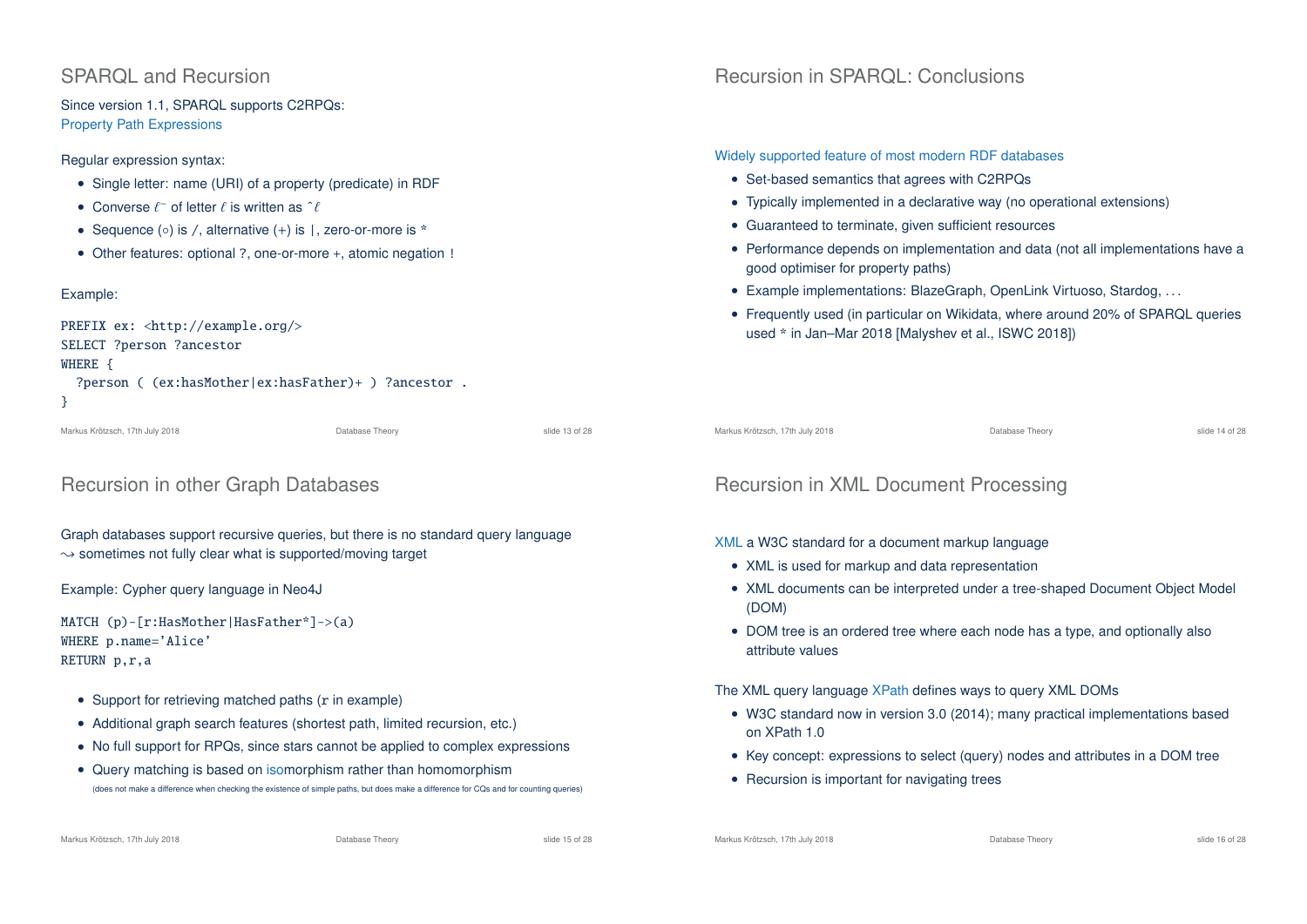## SPARQL and Recursion

Since version 1.1, SPARQL supports C2RPQs:
Property Path Expressions

Regular expression syntax:

- Single letter: name (URI) of a property (predicate) in RDF
- Converse $\ell^-$ of letter $\ell$ is written as ^$\ell$
- Sequence ($\circ$) is /, alternative (+) is |, zero-or-more is *
- Other features: optional ?, one-or-more +, atomic negation !

Example:

```
PREFIX ex: <http://example.org/>
SELECT ?person ?ancestor
WHERE {
  ?person ( (ex:hasMother|ex:hasFather)+ ) ?ancestor .
}
```

## Recursion in SPARQL: Conclusions

Widely supported feature of most modern RDF databases

- Set-based semantics that agrees with C2RPQs
- Typically implemented in a declarative way (no operational extensions)
- Guaranteed to terminate, given sufficient resources
- Performance depends on implementation and data (not all implementations have a good optimiser for property paths)
- Example implementations: BlazeGraph, OpenLink Virtuoso, Stardog, ...
- Frequently used (in particular on Wikidata, where around 20% of SPARQL queries used * in Jan–Mar 2018 [Malyshev et al., ISWC 2018])

## Recursion in other Graph Databases

Graph databases support recursive queries, but there is no standard query language
$\leadsto$ sometimes not fully clear what is supported/moving target

Example: Cypher query language in Neo4J

```
MATCH (p)-[r:HasMother|HasFather*]->(a)
WHERE p.name='Alice'
RETURN p,r,a
```

- Support for retrieving matched paths (r in example)
- Additional graph search features (shortest path, limited recursion, etc.)
- No full support for RPQs, since stars cannot be applied to complex expressions
- Query matching is based on isomorphism rather than homomorphism
  (does not make a difference when checking the existence of simple paths, but does make a difference for CQs and for counting queries)

## Recursion in XML Document Processing

XML a W3C standard for a document markup language

- XML is used for markup and data representation
- XML documents can be interpreted under a tree-shaped Document Object Model (DOM)
- DOM tree is an ordered tree where each node has a type, and optionally also attribute values

The XML query language XPath defines ways to query XML DOMs

- W3C standard now in version 3.0 (2014); many practical implementations based on XPath 1.0
- Key concept: expressions to select (query) nodes and attributes in a DOM tree
- Recursion is important for navigating trees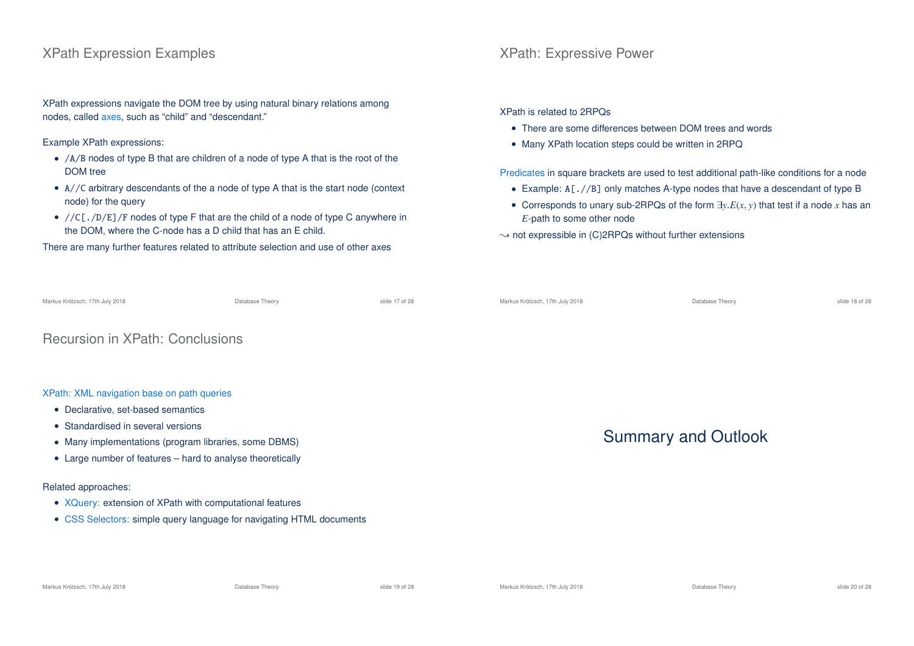## XPath Expression Examples

XPath expressions navigate the DOM tree by using natural binary relations among nodes, called axes, such as "child" and "descendant."

Example XPath expressions:

- `/A/B` nodes of type B that are children of a node of type A that is the root of the DOM tree
- `A//C` arbitrary descendants of the a node of type A that is the start node (context node) for the query
- `//C[./D/E]/F` nodes of type F that are the child of a node of type C anywhere in the DOM, where the C-node has a D child that has an E child.

There are many further features related to attribute selection and use of other axes

## XPath: Expressive Power

XPath is related to 2RPQs

- There are some differences between DOM trees and words
- Many XPath location steps could be written in 2RPQ

Predicates in square brackets are used to test additional path-like conditions for a node

- Example: `A[.//B]` only matches A-type nodes that have a descendant of type B
- Corresponds to unary sub-2RPQs of the form $\exists y.E(x, y)$ that test if a node $x$ has an $E$-path to some other node

$\leadsto$ not expressible in (C)2RPQs without further extensions

## Recursion in XPath: Conclusions

XPath: XML navigation base on path queries

- Declarative, set-based semantics
- Standardised in several versions
- Many implementations (program libraries, some DBMS)
- Large number of features – hard to analyse theoretically

Related approaches:

- XQuery: extension of XPath with computational features
- CSS Selectors: simple query language for navigating HTML documents

# Summary and Outlook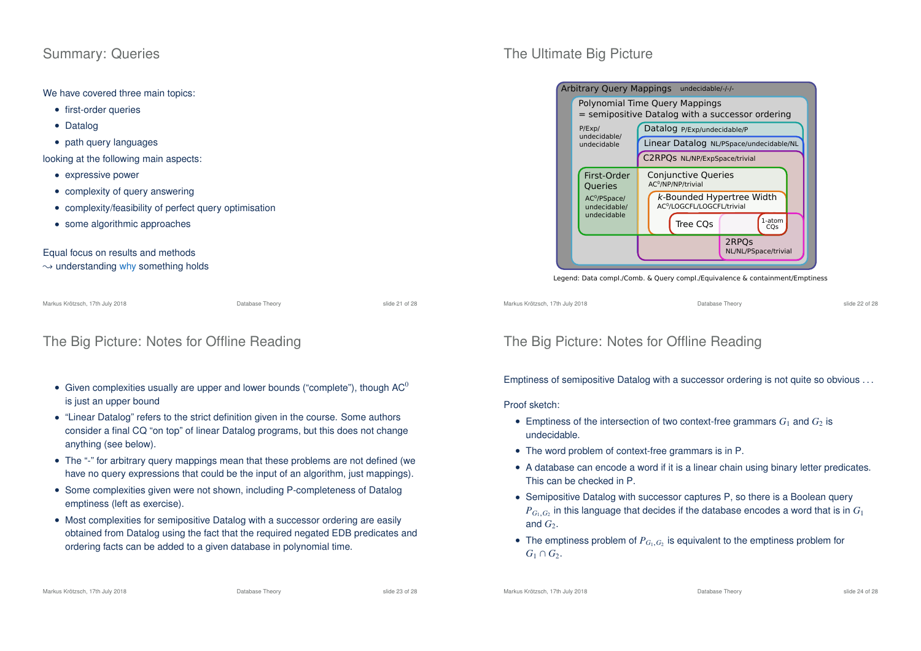## Summary: Queries

We have covered three main topics:

- first-order queries
- Datalog
- path query languages

looking at the following main aspects:

- expressive power
- complexity of query answering
- complexity/feasibility of perfect query optimisation
- some algorithmic approaches

Equal focus on results and methods
$\leadsto$ understanding why something holds

## The Ultimate Big Picture

- Arbitrary Query Mappings — undecidable/-/-/-
  - Polynomial Time Query Mappings = semipositive Datalog with a successor ordering — P/Exp/undecidable/undecidable
    - Datalog — P/Exp/undecidable/P
      - Linear Datalog — NL/PSpace/undecidable/NL
        - C2RPQs — NL/NP/ExpSpace/trivial
    - First-Order Queries — $AC^0$/PSpace/undecidable/undecidable
      - Conjunctive Queries — $AC^0$/NP/NP/trivial
        - $k$-Bounded Hypertree Width — $AC^0$/LOGCFL/LOGCFL/trivial
          - Tree CQs
          - 1-atom CQs
    - 2RPQs — NL/NL/PSpace/trivial

Legend: Data compl./Comb. & Query compl./Equivalence & containment/Emptiness

## The Big Picture: Notes for Offline Reading

- Given complexities usually are upper and lower bounds ("complete"), though $AC^0$ is just an upper bound
- "Linear Datalog" refers to the strict definition given in the course. Some authors consider a final CQ "on top" of linear Datalog programs, but this does not change anything (see below).
- The "-" for arbitrary query mappings mean that these problems are not defined (we have no query expressions that could be the input of an algorithm, just mappings).
- Some complexities given were not shown, including P-completeness of Datalog emptiness (left as exercise).
- Most complexities for semipositive Datalog with a successor ordering are easily obtained from Datalog using the fact that the required negated EDB predicates and ordering facts can be added to a given database in polynomial time.

## The Big Picture: Notes for Offline Reading

Emptiness of semipositive Datalog with a successor ordering is not quite so obvious ...

Proof sketch:

- Emptiness of the intersection of two context-free grammars $G_1$ and $G_2$ is undecidable.
- The word problem of context-free grammars is in P.
- A database can encode a word if it is a linear chain using binary letter predicates. This can be checked in P.
- Semipositive Datalog with successor captures P, so there is a Boolean query $P_{G_1,G_2}$ in this language that decides if the database encodes a word that is in $G_1$ and $G_2$.
- The emptiness problem of $P_{G_1,G_2}$ is equivalent to the emptiness problem for $G_1 \cap G_2$.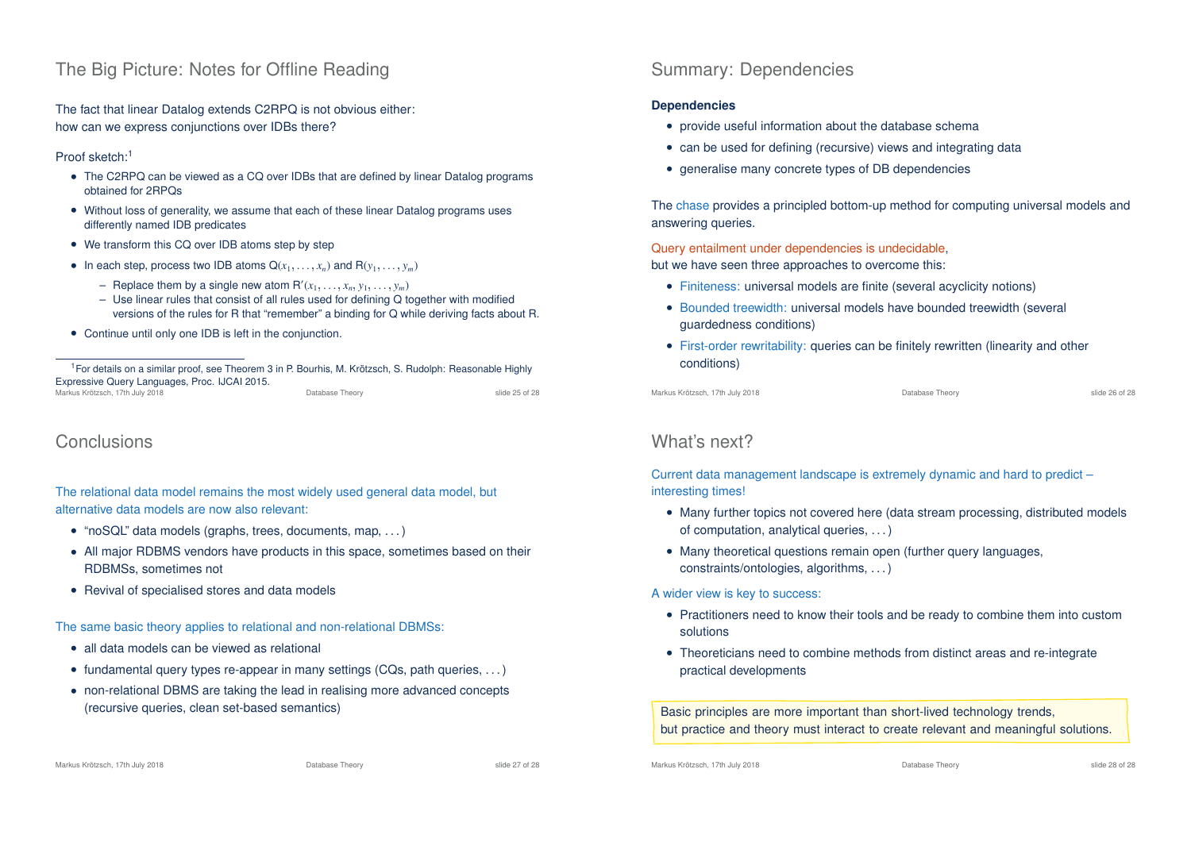## The Big Picture: Notes for Offline Reading

The fact that linear Datalog extends C2RPQ is not obvious either:
how can we express conjunctions over IDBs there?

Proof sketch:[1]

- The C2RPQ can be viewed as a CQ over IDBs that are defined by linear Datalog programs obtained for 2RPQs
- Without loss of generality, we assume that each of these linear Datalog programs uses differently named IDB predicates
- We transform this CQ over IDB atoms step by step
- In each step, process two IDB atoms $\mathsf{Q}(x_1, \ldots, x_n)$ and $\mathsf{R}(y_1, \ldots, y_m)$
  - Replace them by a single new atom $\mathsf{R}'(x_1, \ldots, x_n, y_1, \ldots, y_m)$
  - Use linear rules that consist of all rules used for defining Q together with modified versions of the rules for R that "remember" a binding for Q while deriving facts about R.
- Continue until only one IDB is left in the conjunction.

[1] For details on a similar proof, see Theorem 3 in P. Bourhis, M. Krötzsch, S. Rudolph: Reasonable Highly Expressive Query Languages, Proc. IJCAI 2015.

## Summary: Dependencies

**Dependencies**

- provide useful information about the database schema
- can be used for defining (recursive) views and integrating data
- generalise many concrete types of DB dependencies

The chase provides a principled bottom-up method for computing universal models and answering queries.

Query entailment under dependencies is undecidable,
but we have seen three approaches to overcome this:

- Finiteness: universal models are finite (several acyclicity notions)
- Bounded treewidth: universal models have bounded treewidth (several guardedness conditions)
- First-order rewritability: queries can be finitely rewritten (linearity and other conditions)

## Conclusions

The relational data model remains the most widely used general data model, but alternative data models are now also relevant:

- "noSQL" data models (graphs, trees, documents, map, ...)
- All major RDBMS vendors have products in this space, sometimes based on their RDBMSs, sometimes not
- Revival of specialised stores and data models

The same basic theory applies to relational and non-relational DBMSs:

- all data models can be viewed as relational
- fundamental query types re-appear in many settings (CQs, path queries, ...)
- non-relational DBMS are taking the lead in realising more advanced concepts (recursive queries, clean set-based semantics)

## What's next?

Current data management landscape is extremely dynamic and hard to predict – interesting times!

- Many further topics not covered here (data stream processing, distributed models of computation, analytical queries, ...)
- Many theoretical questions remain open (further query languages, constraints/ontologies, algorithms, ...)

A wider view is key to success:

- Practitioners need to know their tools and be ready to combine them into custom solutions
- Theoreticians need to combine methods from distinct areas and re-integrate practical developments

Basic principles are more important than short-lived technology trends,
but practice and theory must interact to create relevant and meaningful solutions.